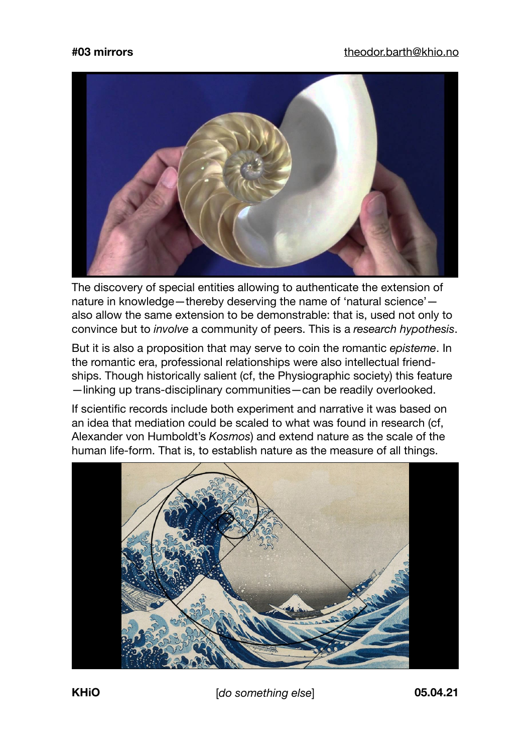The discovery of special entities allowing to authenticate the extension of nature in knowledge—thereby deserving the name of 'natural science'—also allow the same extension to be demonstrable: that is, used not only to convince but to *involve* a community of peers. This is a *research hypothesis*.

But it is also a proposition that may serve to coin the romantic *episteme*. In the romantic era, professional relationships were also intellectual friendships. Though historically salient (cf, the Physiographic society) this feature—linking up trans-disciplinary communities—can be readily overlooked.

If scientific records include both experiment and narrative it was based on an idea that mediation could be scaled to what was found in research (cf, Alexander von Humboldt's *Kosmos*) and extend nature as the scale of the human life-form. That is, to establish nature as the measure of all things.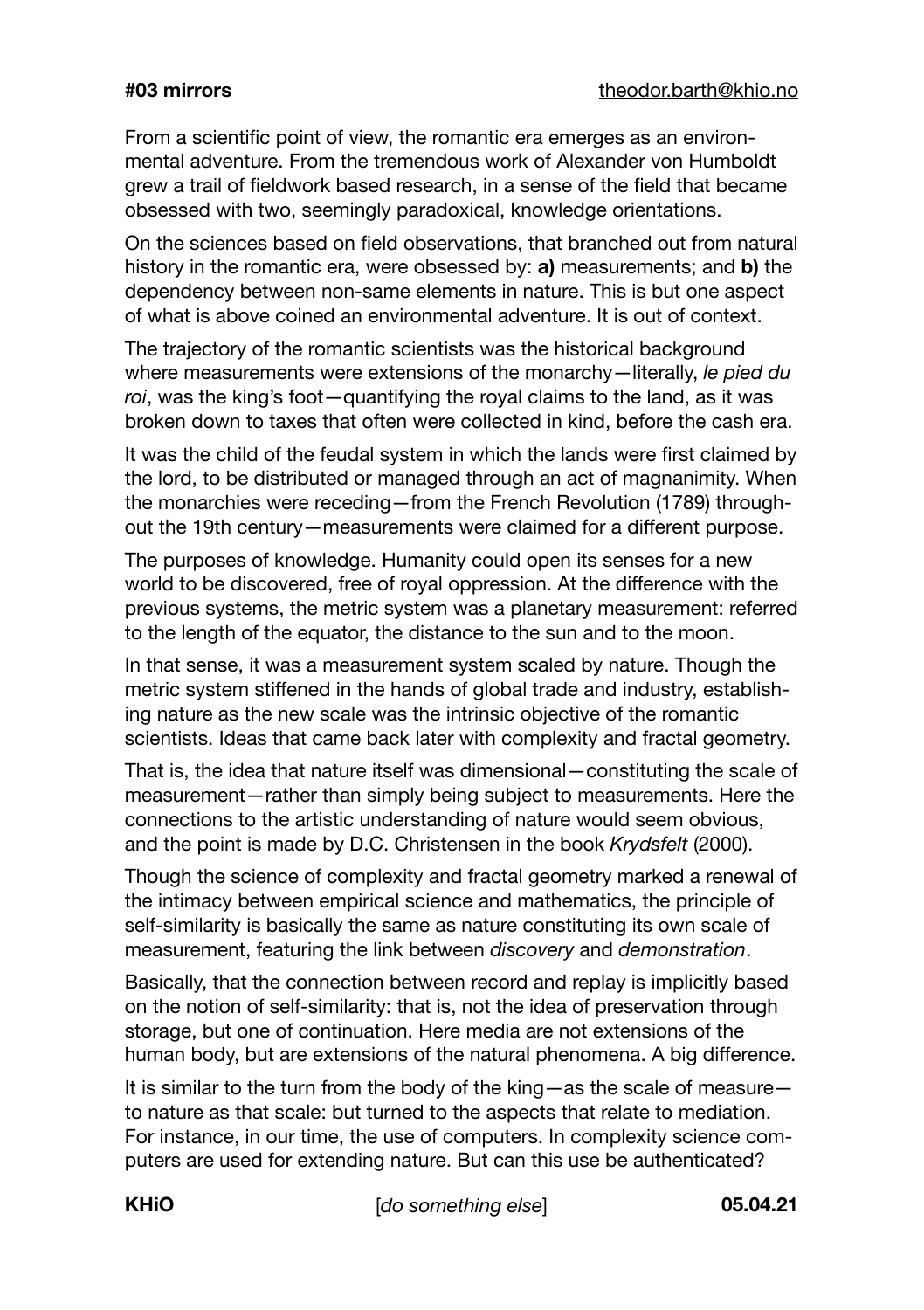From a scientific point of view, the romantic era emerges as an environmental adventure. From the tremendous work of Alexander von Humboldt grew a trail of fieldwork based research, in a sense of the field that became obsessed with two, seemingly paradoxical, knowledge orientations.

On the sciences based on field observations, that branched out from natural history in the romantic era, were obsessed by: **a)** measurements; and **b)** the dependency between non-same elements in nature. This is but one aspect of what is above coined an environmental adventure. It is out of context.

The trajectory of the romantic scientists was the historical background where measurements were extensions of the monarchy—literally, *le pied du roi*, was the king's foot—quantifying the royal claims to the land, as it was broken down to taxes that often were collected in kind, before the cash era.

It was the child of the feudal system in which the lands were first claimed by the lord, to be distributed or managed through an act of magnanimity. When the monarchies were receding—from the French Revolution (1789) throughout the 19th century—measurements were claimed for a different purpose.

The purposes of knowledge. Humanity could open its senses for a new world to be discovered, free of royal oppression. At the difference with the previous systems, the metric system was a planetary measurement: referred to the length of the equator, the distance to the sun and to the moon.

In that sense, it was a measurement system scaled by nature. Though the metric system stiffened in the hands of global trade and industry, establishing nature as the new scale was the intrinsic objective of the romantic scientists. Ideas that came back later with complexity and fractal geometry.

That is, the idea that nature itself was dimensional—constituting the scale of measurement—rather than simply being subject to measurements. Here the connections to the artistic understanding of nature would seem obvious, and the point is made by D.C. Christensen in the book *Krydsfelt* (2000).

Though the science of complexity and fractal geometry marked a renewal of the intimacy between empirical science and mathematics, the principle of self-similarity is basically the same as nature constituting its own scale of measurement, featuring the link between *discovery* and *demonstration*.

Basically, that the connection between record and replay is implicitly based on the notion of self-similarity: that is, not the idea of preservation through storage, but one of continuation. Here media are not extensions of the human body, but are extensions of the natural phenomena. A big difference.

It is similar to the turn from the body of the king—as the scale of measure—to nature as that scale: but turned to the aspects that relate to mediation. For instance, in our time, the use of computers. In complexity science computers are used for extending nature. But can this use be authenticated?